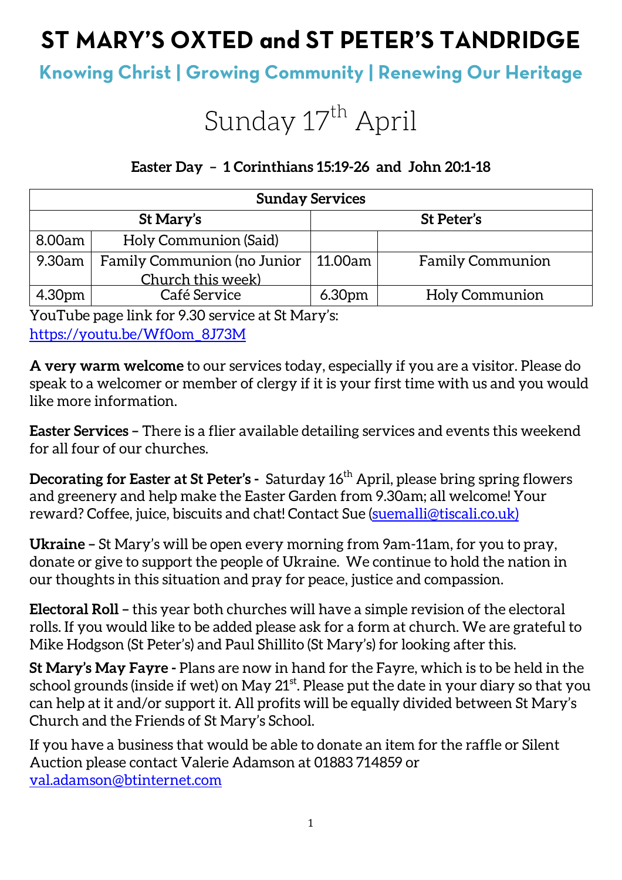# ST MARY'S OXTED and ST PETER'S TANDRIDGE

## Knowing Christ | Growing Community | Renewing Our Heritage

# Sunday 17th April

### Easter Day – 1 Corinthians 15:19-26 and John 20:1-18

| Sunday Services | | | |
|---|---|---|---|
| St Mary's | | St Peter's | |
| 8.00am | Holy Communion (Said) | | |
| 9.30am | Family Communion (no Junior Church this week) | 11.00am | Family Communion |
| 4.30pm | Café Service | 6.30pm | Holy Communion |

YouTube page link for 9.30 service at St Mary's:
https://youtu.be/Wf0om_8J73M

**A very warm welcome** to our services today, especially if you are a visitor. Please do speak to a welcomer or member of clergy if it is your first time with us and you would like more information.

**Easter Services –** There is a flier available detailing services and events this weekend for all four of our churches.

**Decorating for Easter at St Peter's -** Saturday 16th April, please bring spring flowers and greenery and help make the Easter Garden from 9.30am; all welcome! Your reward? Coffee, juice, biscuits and chat! Contact Sue (suemalli@tiscali.co.uk)

**Ukraine –** St Mary's will be open every morning from 9am-11am, for you to pray, donate or give to support the people of Ukraine. We continue to hold the nation in our thoughts in this situation and pray for peace, justice and compassion.

**Electoral Roll –** this year both churches will have a simple revision of the electoral rolls. If you would like to be added please ask for a form at church. We are grateful to Mike Hodgson (St Peter's) and Paul Shillito (St Mary's) for looking after this.

**St Mary's May Fayre -** Plans are now in hand for the Fayre, which is to be held in the school grounds (inside if wet) on May 21st. Please put the date in your diary so that you can help at it and/or support it. All profits will be equally divided between St Mary's Church and the Friends of St Mary's School.

If you have a business that would be able to donate an item for the raffle or Silent Auction please contact Valerie Adamson at 01883 714859 or val.adamson@btinternet.com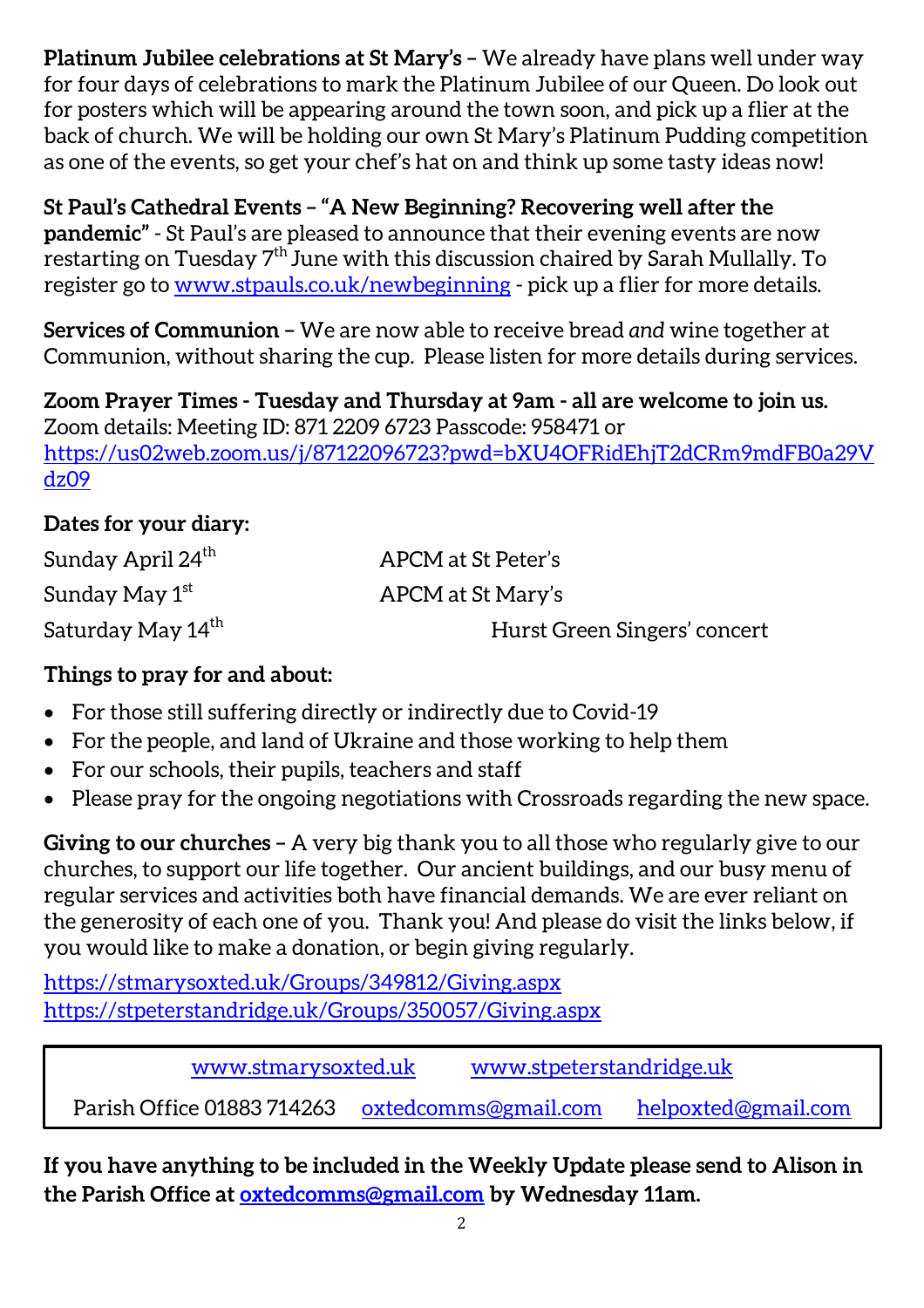**Platinum Jubilee celebrations at St Mary's –** We already have plans well under way for four days of celebrations to mark the Platinum Jubilee of our Queen. Do look out for posters which will be appearing around the town soon, and pick up a flier at the back of church. We will be holding our own St Mary's Platinum Pudding competition as one of the events, so get your chef's hat on and think up some tasty ideas now!

**St Paul's Cathedral Events – "A New Beginning? Recovering well after the pandemic"** - St Paul's are pleased to announce that their evening events are now restarting on Tuesday 7th June with this discussion chaired by Sarah Mullally. To register go to www.stpauls.co.uk/newbeginning - pick up a flier for more details.

**Services of Communion –** We are now able to receive bread *and* wine together at Communion, without sharing the cup. Please listen for more details during services.

**Zoom Prayer Times - Tuesday and Thursday at 9am - all are welcome to join us.**
Zoom details: Meeting ID: 871 2209 6723 Passcode: 958471 or https://us02web.zoom.us/j/87122096723?pwd=bXU4OFRidEhjT2dCRm9mdFB0a29Vdz09

**Dates for your diary:**

| | |
|---|---|
| Sunday April 24th | APCM at St Peter's |
| Sunday May 1st | APCM at St Mary's |
| Saturday May 14th | Hurst Green Singers' concert |

**Things to pray for and about:**

- For those still suffering directly or indirectly due to Covid-19
- For the people, and land of Ukraine and those working to help them
- For our schools, their pupils, teachers and staff
- Please pray for the ongoing negotiations with Crossroads regarding the new space.

**Giving to our churches –** A very big thank you to all those who regularly give to our churches, to support our life together. Our ancient buildings, and our busy menu of regular services and activities both have financial demands. We are ever reliant on the generosity of each one of you. Thank you! And please do visit the links below, if you would like to make a donation, or begin giving regularly.

https://stmarysoxted.uk/Groups/349812/Giving.aspx
https://stpeterstandridge.uk/Groups/350057/Giving.aspx

www.stmarysoxted.uk www.stpeterstandridge.uk

Parish Office 01883 714263 oxtedcomms@gmail.com helpoxted@gmail.com

**If you have anything to be included in the Weekly Update please send to Alison in the Parish Office at oxtedcomms@gmail.com by Wednesday 11am.**